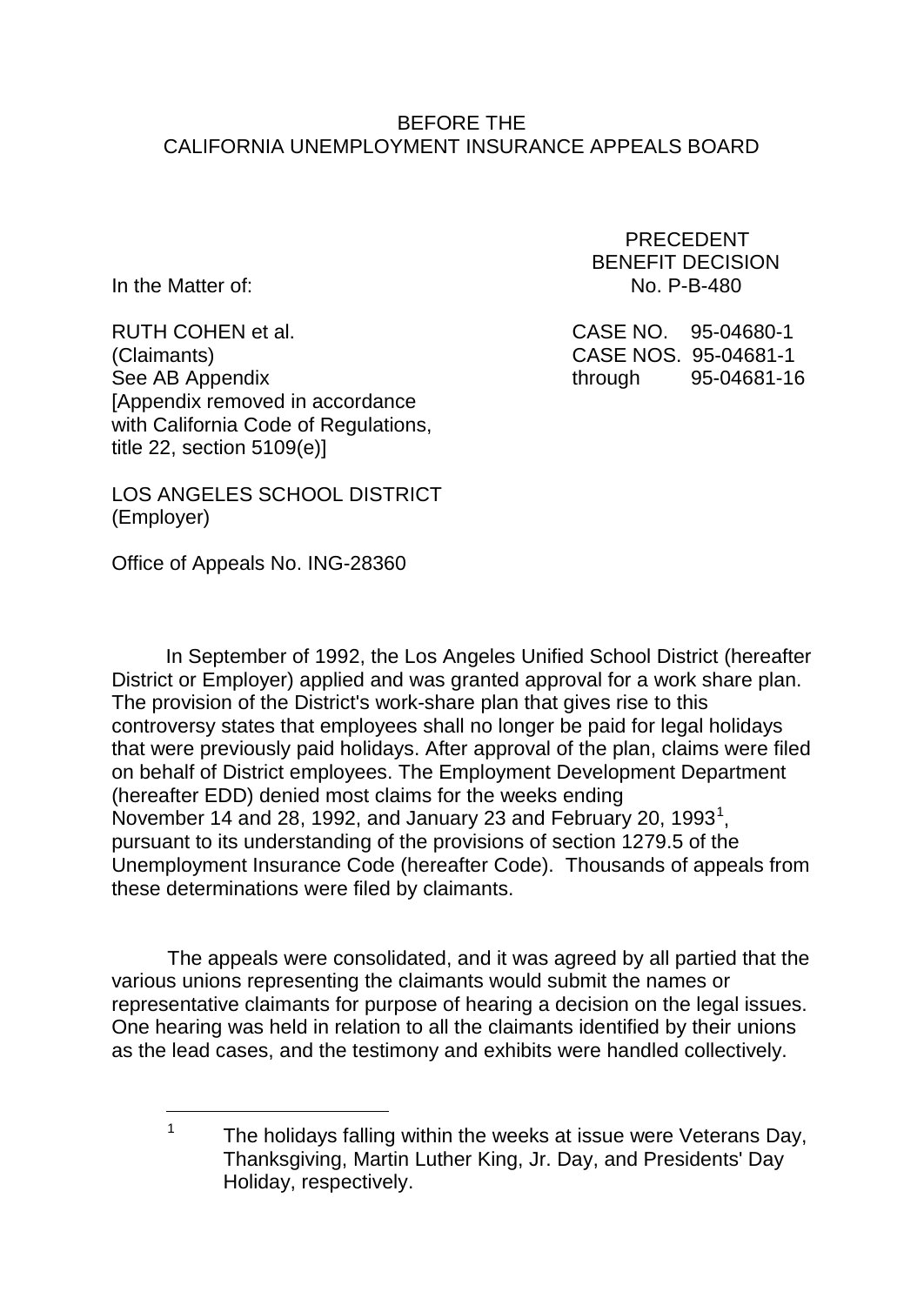BEFORE THE
CALIFORNIA UNEMPLOYMENT INSURANCE APPEALS BOARD

PRECEDENT
BENEFIT DECISION
No. P-B-480

In the Matter of:

RUTH COHEN et al.
(Claimants)
See AB Appendix
[Appendix removed in accordance with California Code of Regulations, title 22, section 5109(e)]

CASE NO. 95-04680-1
CASE NOS. 95-04681-1 through 95-04681-16

LOS ANGELES SCHOOL DISTRICT
(Employer)

Office of Appeals No. ING-28360

In September of 1992, the Los Angeles Unified School District (hereafter District or Employer) applied and was granted approval for a work share plan. The provision of the District's work-share plan that gives rise to this controversy states that employees shall no longer be paid for legal holidays that were previously paid holidays. After approval of the plan, claims were filed on behalf of District employees. The Employment Development Department (hereafter EDD) denied most claims for the weeks ending November 14 and 28, 1992, and January 23 and February 20, 1993[1], pursuant to its understanding of the provisions of section 1279.5 of the Unemployment Insurance Code (hereafter Code). Thousands of appeals from these determinations were filed by claimants.

The appeals were consolidated, and it was agreed by all partied that the various unions representing the claimants would submit the names or representative claimants for purpose of hearing a decision on the legal issues. One hearing was held in relation to all the claimants identified by their unions as the lead cases, and the testimony and exhibits were handled collectively.

[1] The holidays falling within the weeks at issue were Veterans Day, Thanksgiving, Martin Luther King, Jr. Day, and Presidents' Day Holiday, respectively.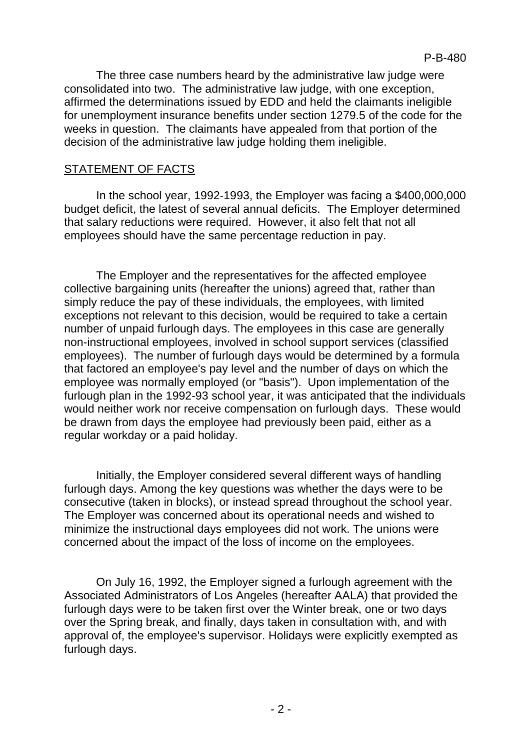The three case numbers heard by the administrative law judge were consolidated into two. The administrative law judge, with one exception, affirmed the determinations issued by EDD and held the claimants ineligible for unemployment insurance benefits under section 1279.5 of the code for the weeks in question. The claimants have appealed from that portion of the decision of the administrative law judge holding them ineligible.

## STATEMENT OF FACTS

In the school year, 1992-1993, the Employer was facing a $400,000,000 budget deficit, the latest of several annual deficits. The Employer determined that salary reductions were required. However, it also felt that not all employees should have the same percentage reduction in pay.

The Employer and the representatives for the affected employee collective bargaining units (hereafter the unions) agreed that, rather than simply reduce the pay of these individuals, the employees, with limited exceptions not relevant to this decision, would be required to take a certain number of unpaid furlough days. The employees in this case are generally non-instructional employees, involved in school support services (classified employees). The number of furlough days would be determined by a formula that factored an employee's pay level and the number of days on which the employee was normally employed (or "basis"). Upon implementation of the furlough plan in the 1992-93 school year, it was anticipated that the individuals would neither work nor receive compensation on furlough days. These would be drawn from days the employee had previously been paid, either as a regular workday or a paid holiday.

Initially, the Employer considered several different ways of handling furlough days. Among the key questions was whether the days were to be consecutive (taken in blocks), or instead spread throughout the school year. The Employer was concerned about its operational needs and wished to minimize the instructional days employees did not work. The unions were concerned about the impact of the loss of income on the employees.

On July 16, 1992, the Employer signed a furlough agreement with the Associated Administrators of Los Angeles (hereafter AALA) that provided the furlough days were to be taken first over the Winter break, one or two days over the Spring break, and finally, days taken in consultation with, and with approval of, the employee's supervisor. Holidays were explicitly exempted as furlough days.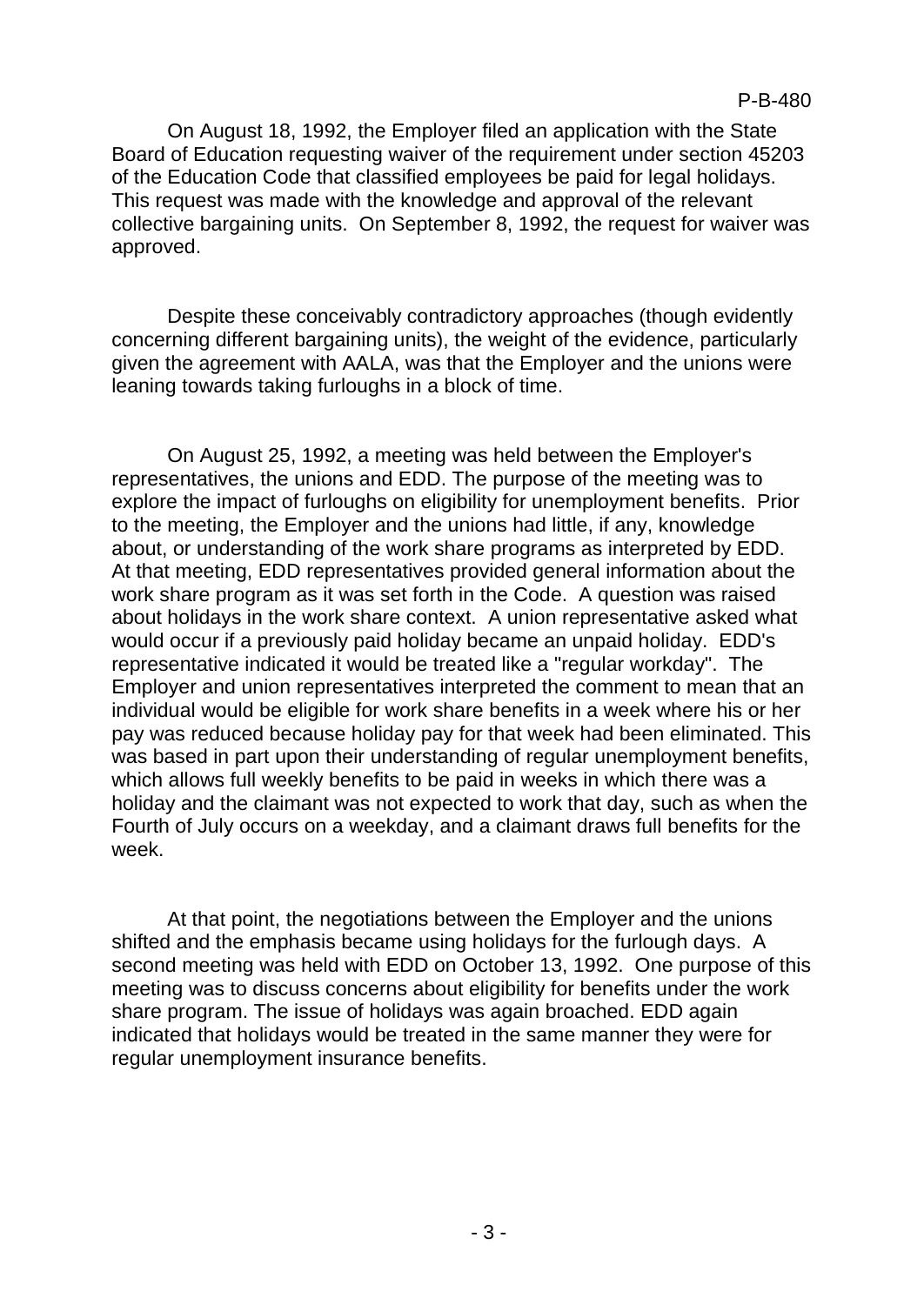On August 18, 1992, the Employer filed an application with the State Board of Education requesting waiver of the requirement under section 45203 of the Education Code that classified employees be paid for legal holidays. This request was made with the knowledge and approval of the relevant collective bargaining units. On September 8, 1992, the request for waiver was approved.

Despite these conceivably contradictory approaches (though evidently concerning different bargaining units), the weight of the evidence, particularly given the agreement with AALA, was that the Employer and the unions were leaning towards taking furloughs in a block of time.

On August 25, 1992, a meeting was held between the Employer's representatives, the unions and EDD. The purpose of the meeting was to explore the impact of furloughs on eligibility for unemployment benefits. Prior to the meeting, the Employer and the unions had little, if any, knowledge about, or understanding of the work share programs as interpreted by EDD. At that meeting, EDD representatives provided general information about the work share program as it was set forth in the Code. A question was raised about holidays in the work share context. A union representative asked what would occur if a previously paid holiday became an unpaid holiday. EDD's representative indicated it would be treated like a "regular workday". The Employer and union representatives interpreted the comment to mean that an individual would be eligible for work share benefits in a week where his or her pay was reduced because holiday pay for that week had been eliminated. This was based in part upon their understanding of regular unemployment benefits, which allows full weekly benefits to be paid in weeks in which there was a holiday and the claimant was not expected to work that day, such as when the Fourth of July occurs on a weekday, and a claimant draws full benefits for the week.

At that point, the negotiations between the Employer and the unions shifted and the emphasis became using holidays for the furlough days. A second meeting was held with EDD on October 13, 1992. One purpose of this meeting was to discuss concerns about eligibility for benefits under the work share program. The issue of holidays was again broached. EDD again indicated that holidays would be treated in the same manner they were for regular unemployment insurance benefits.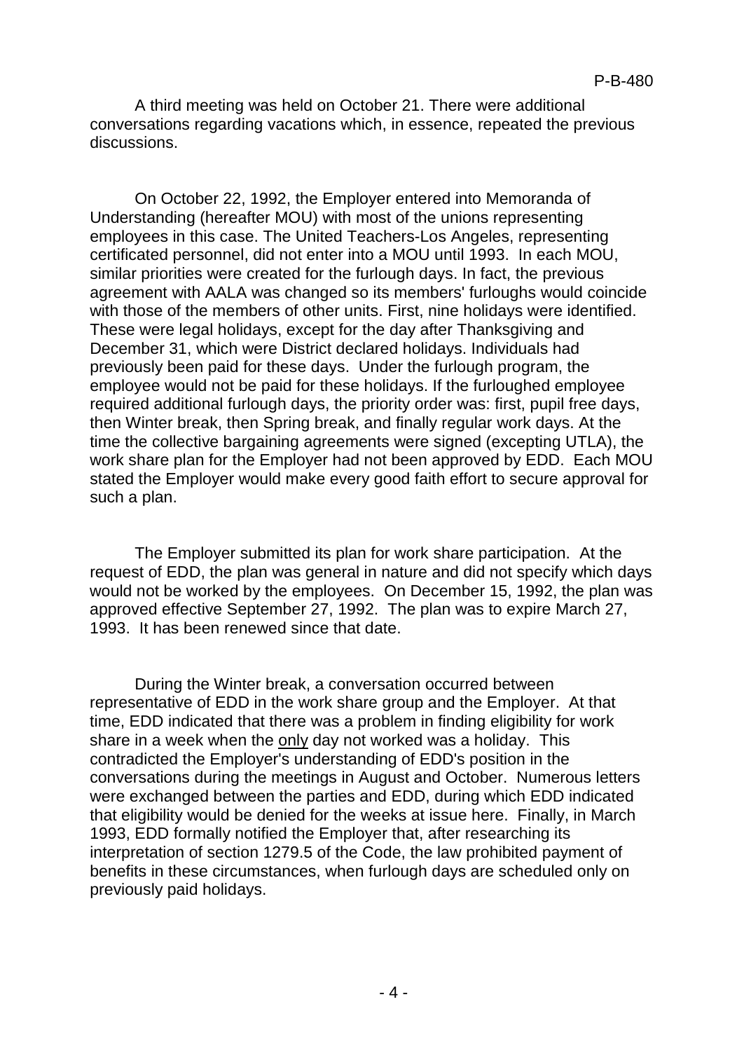A third meeting was held on October 21. There were additional conversations regarding vacations which, in essence, repeated the previous discussions.

On October 22, 1992, the Employer entered into Memoranda of Understanding (hereafter MOU) with most of the unions representing employees in this case. The United Teachers-Los Angeles, representing certificated personnel, did not enter into a MOU until 1993. In each MOU, similar priorities were created for the furlough days. In fact, the previous agreement with AALA was changed so its members' furloughs would coincide with those of the members of other units. First, nine holidays were identified. These were legal holidays, except for the day after Thanksgiving and December 31, which were District declared holidays. Individuals had previously been paid for these days. Under the furlough program, the employee would not be paid for these holidays. If the furloughed employee required additional furlough days, the priority order was: first, pupil free days, then Winter break, then Spring break, and finally regular work days. At the time the collective bargaining agreements were signed (excepting UTLA), the work share plan for the Employer had not been approved by EDD. Each MOU stated the Employer would make every good faith effort to secure approval for such a plan.

The Employer submitted its plan for work share participation. At the request of EDD, the plan was general in nature and did not specify which days would not be worked by the employees. On December 15, 1992, the plan was approved effective September 27, 1992. The plan was to expire March 27, 1993. It has been renewed since that date.

During the Winter break, a conversation occurred between representative of EDD in the work share group and the Employer. At that time, EDD indicated that there was a problem in finding eligibility for work share in a week when the <u>only</u> day not worked was a holiday. This contradicted the Employer's understanding of EDD's position in the conversations during the meetings in August and October. Numerous letters were exchanged between the parties and EDD, during which EDD indicated that eligibility would be denied for the weeks at issue here. Finally, in March 1993, EDD formally notified the Employer that, after researching its interpretation of section 1279.5 of the Code, the law prohibited payment of benefits in these circumstances, when furlough days are scheduled only on previously paid holidays.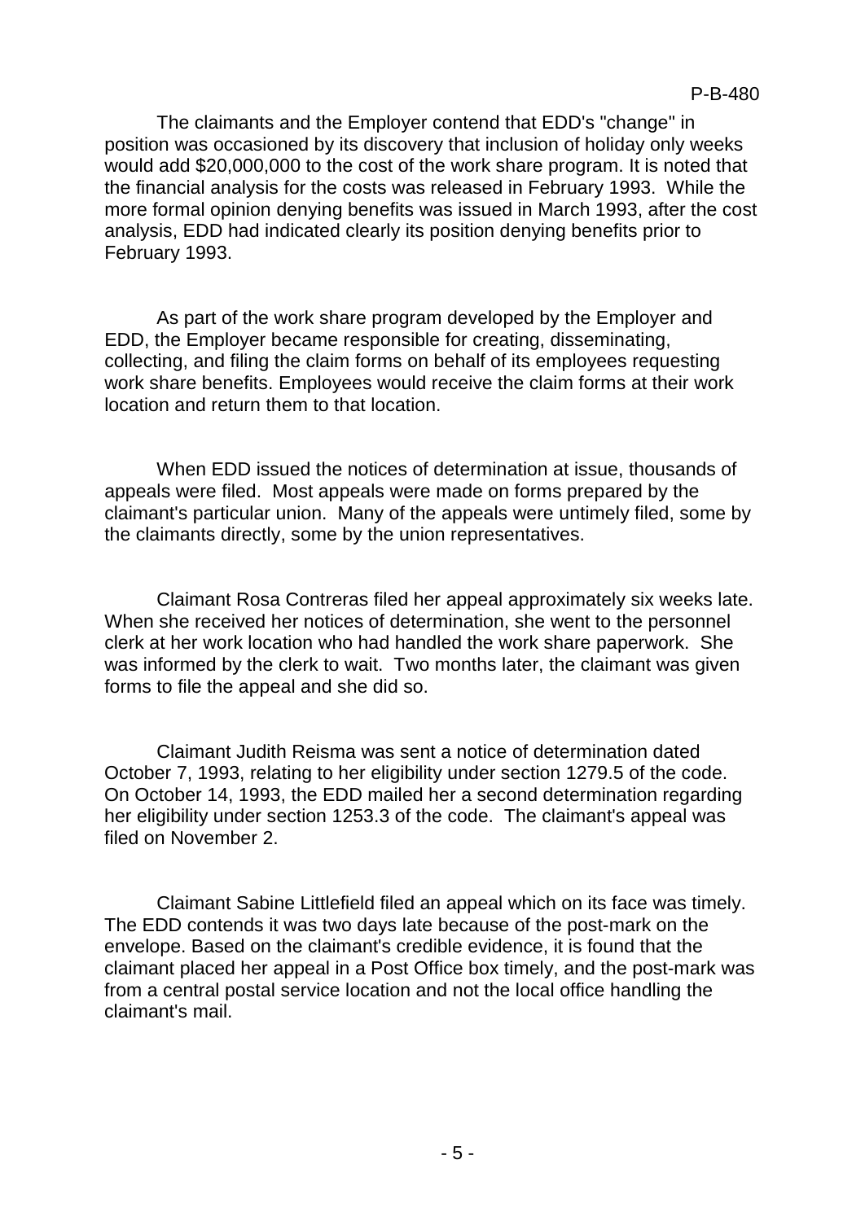The claimants and the Employer contend that EDD's "change" in position was occasioned by its discovery that inclusion of holiday only weeks would add $20,000,000 to the cost of the work share program. It is noted that the financial analysis for the costs was released in February 1993. While the more formal opinion denying benefits was issued in March 1993, after the cost analysis, EDD had indicated clearly its position denying benefits prior to February 1993.

As part of the work share program developed by the Employer and EDD, the Employer became responsible for creating, disseminating, collecting, and filing the claim forms on behalf of its employees requesting work share benefits. Employees would receive the claim forms at their work location and return them to that location.

When EDD issued the notices of determination at issue, thousands of appeals were filed. Most appeals were made on forms prepared by the claimant's particular union. Many of the appeals were untimely filed, some by the claimants directly, some by the union representatives.

Claimant Rosa Contreras filed her appeal approximately six weeks late. When she received her notices of determination, she went to the personnel clerk at her work location who had handled the work share paperwork. She was informed by the clerk to wait. Two months later, the claimant was given forms to file the appeal and she did so.

Claimant Judith Reisma was sent a notice of determination dated October 7, 1993, relating to her eligibility under section 1279.5 of the code. On October 14, 1993, the EDD mailed her a second determination regarding her eligibility under section 1253.3 of the code. The claimant's appeal was filed on November 2.

Claimant Sabine Littlefield filed an appeal which on its face was timely. The EDD contends it was two days late because of the post-mark on the envelope. Based on the claimant's credible evidence, it is found that the claimant placed her appeal in a Post Office box timely, and the post-mark was from a central postal service location and not the local office handling the claimant's mail.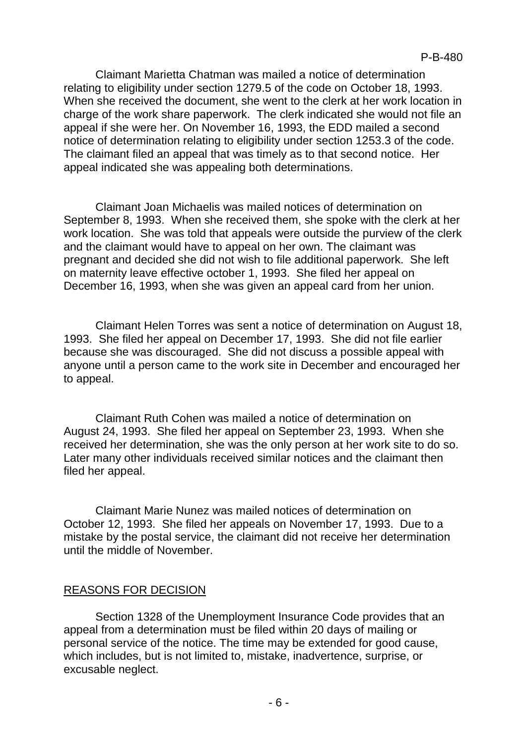Claimant Marietta Chatman was mailed a notice of determination relating to eligibility under section 1279.5 of the code on October 18, 1993. When she received the document, she went to the clerk at her work location in charge of the work share paperwork. The clerk indicated she would not file an appeal if she were her. On November 16, 1993, the EDD mailed a second notice of determination relating to eligibility under section 1253.3 of the code. The claimant filed an appeal that was timely as to that second notice. Her appeal indicated she was appealing both determinations.

Claimant Joan Michaelis was mailed notices of determination on September 8, 1993. When she received them, she spoke with the clerk at her work location. She was told that appeals were outside the purview of the clerk and the claimant would have to appeal on her own. The claimant was pregnant and decided she did not wish to file additional paperwork. She left on maternity leave effective october 1, 1993. She filed her appeal on December 16, 1993, when she was given an appeal card from her union.

Claimant Helen Torres was sent a notice of determination on August 18, 1993. She filed her appeal on December 17, 1993. She did not file earlier because she was discouraged. She did not discuss a possible appeal with anyone until a person came to the work site in December and encouraged her to appeal.

Claimant Ruth Cohen was mailed a notice of determination on August 24, 1993. She filed her appeal on September 23, 1993. When she received her determination, she was the only person at her work site to do so. Later many other individuals received similar notices and the claimant then filed her appeal.

Claimant Marie Nunez was mailed notices of determination on October 12, 1993. She filed her appeals on November 17, 1993. Due to a mistake by the postal service, the claimant did not receive her determination until the middle of November.

## REASONS FOR DECISION

Section 1328 of the Unemployment Insurance Code provides that an appeal from a determination must be filed within 20 days of mailing or personal service of the notice. The time may be extended for good cause, which includes, but is not limited to, mistake, inadvertence, surprise, or excusable neglect.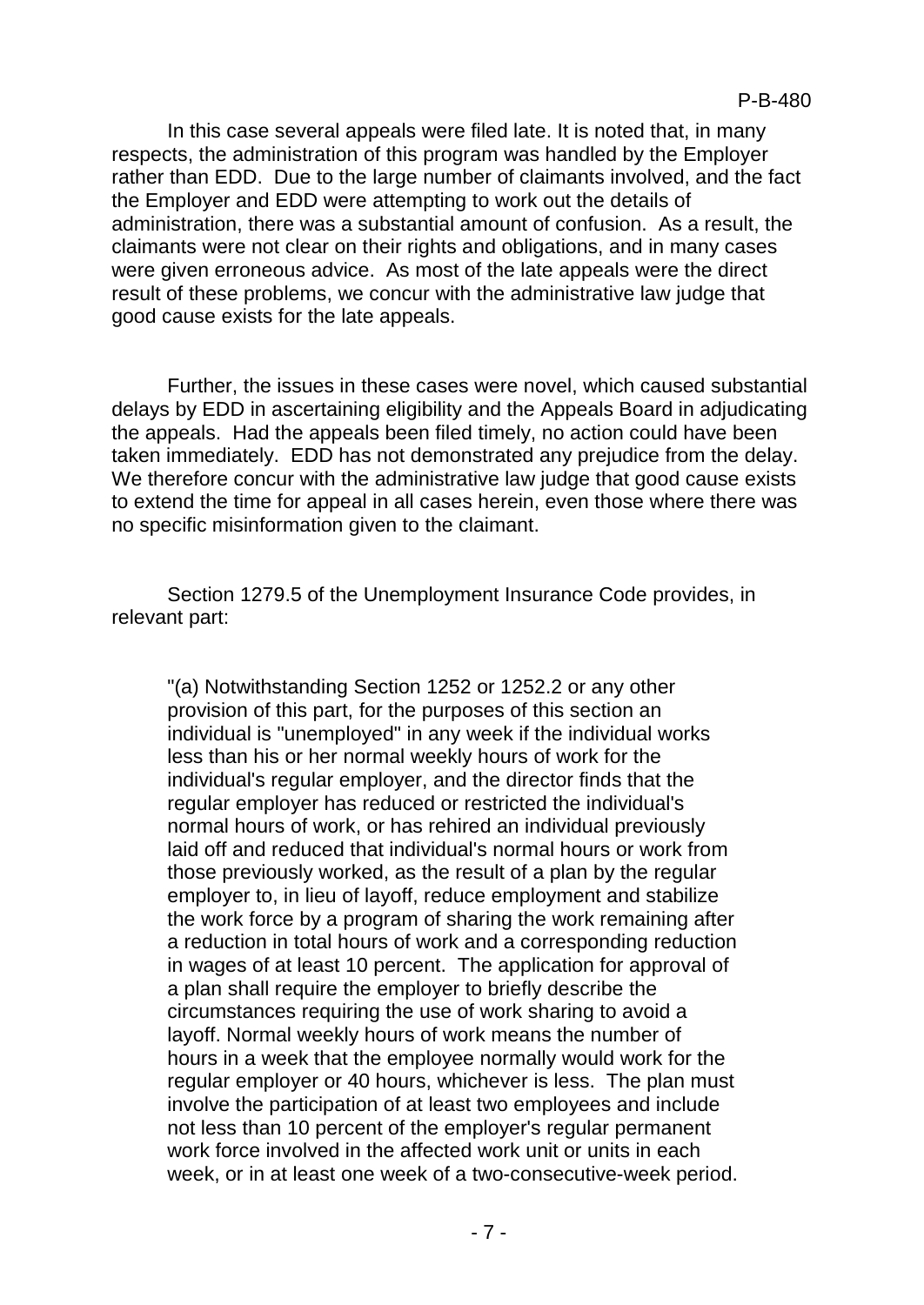In this case several appeals were filed late. It is noted that, in many respects, the administration of this program was handled by the Employer rather than EDD. Due to the large number of claimants involved, and the fact the Employer and EDD were attempting to work out the details of administration, there was a substantial amount of confusion. As a result, the claimants were not clear on their rights and obligations, and in many cases were given erroneous advice. As most of the late appeals were the direct result of these problems, we concur with the administrative law judge that good cause exists for the late appeals.

Further, the issues in these cases were novel, which caused substantial delays by EDD in ascertaining eligibility and the Appeals Board in adjudicating the appeals. Had the appeals been filed timely, no action could have been taken immediately. EDD has not demonstrated any prejudice from the delay. We therefore concur with the administrative law judge that good cause exists to extend the time for appeal in all cases herein, even those where there was no specific misinformation given to the claimant.

Section 1279.5 of the Unemployment Insurance Code provides, in relevant part:

> "(a) Notwithstanding Section 1252 or 1252.2 or any other provision of this part, for the purposes of this section an individual is "unemployed" in any week if the individual works less than his or her normal weekly hours of work for the individual's regular employer, and the director finds that the regular employer has reduced or restricted the individual's normal hours of work, or has rehired an individual previously laid off and reduced that individual's normal hours or work from those previously worked, as the result of a plan by the regular employer to, in lieu of layoff, reduce employment and stabilize the work force by a program of sharing the work remaining after a reduction in total hours of work and a corresponding reduction in wages of at least 10 percent. The application for approval of a plan shall require the employer to briefly describe the circumstances requiring the use of work sharing to avoid a layoff. Normal weekly hours of work means the number of hours in a week that the employee normally would work for the regular employer or 40 hours, whichever is less. The plan must involve the participation of at least two employees and include not less than 10 percent of the employer's regular permanent work force involved in the affected work unit or units in each week, or in at least one week of a two-consecutive-week period.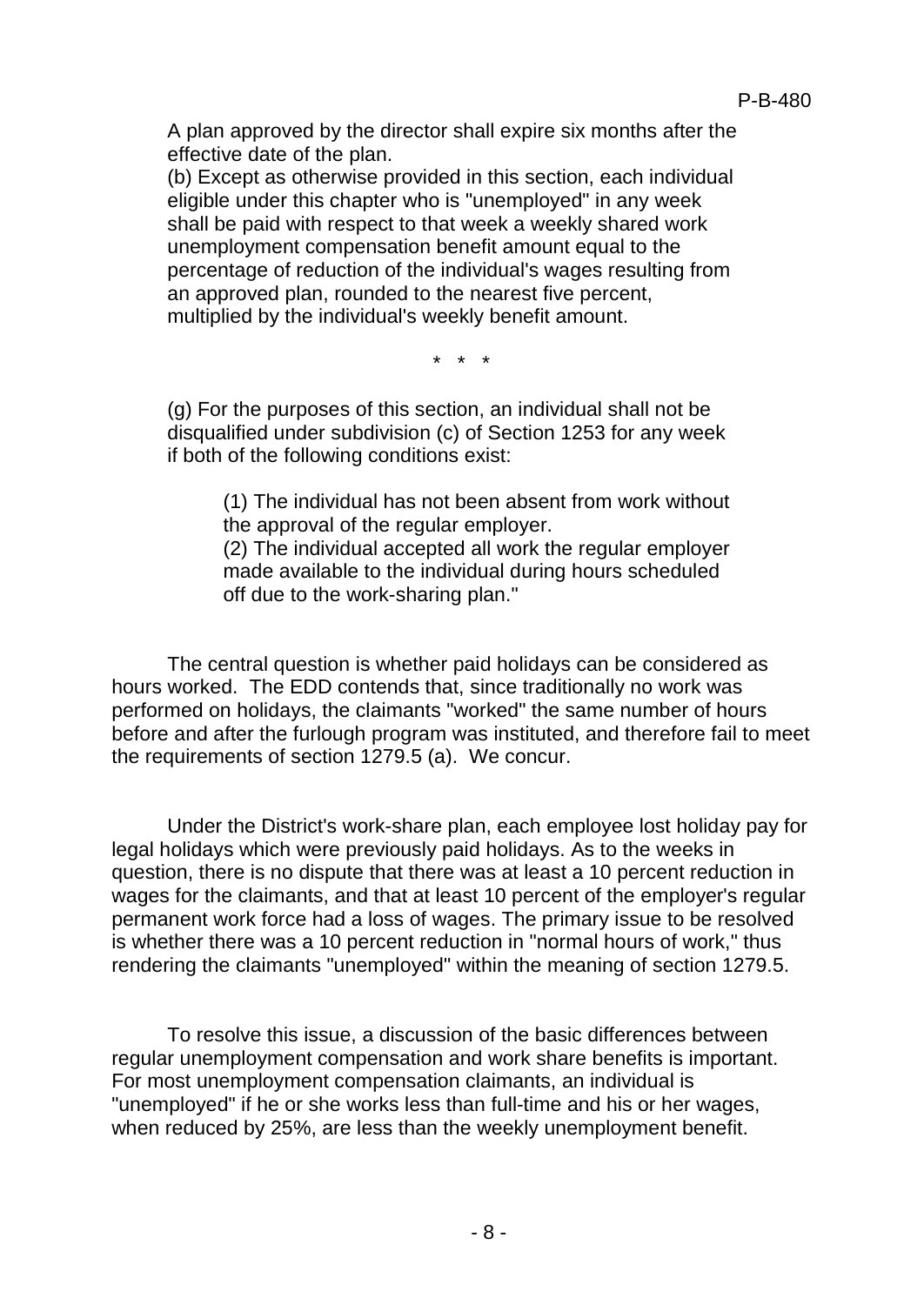A plan approved by the director shall expire six months after the effective date of the plan.

(b) Except as otherwise provided in this section, each individual eligible under this chapter who is "unemployed" in any week shall be paid with respect to that week a weekly shared work unemployment compensation benefit amount equal to the percentage of reduction of the individual's wages resulting from an approved plan, rounded to the nearest five percent, multiplied by the individual's weekly benefit amount.

\* \* \*

(g) For the purposes of this section, an individual shall not be disqualified under subdivision (c) of Section 1253 for any week if both of the following conditions exist:

> (1) The individual has not been absent from work without the approval of the regular employer.
>
> (2) The individual accepted all work the regular employer made available to the individual during hours scheduled off due to the work-sharing plan."

The central question is whether paid holidays can be considered as hours worked. The EDD contends that, since traditionally no work was performed on holidays, the claimants "worked" the same number of hours before and after the furlough program was instituted, and therefore fail to meet the requirements of section 1279.5 (a). We concur.

Under the District's work-share plan, each employee lost holiday pay for legal holidays which were previously paid holidays. As to the weeks in question, there is no dispute that there was at least a 10 percent reduction in wages for the claimants, and that at least 10 percent of the employer's regular permanent work force had a loss of wages. The primary issue to be resolved is whether there was a 10 percent reduction in "normal hours of work," thus rendering the claimants "unemployed" within the meaning of section 1279.5.

To resolve this issue, a discussion of the basic differences between regular unemployment compensation and work share benefits is important. For most unemployment compensation claimants, an individual is "unemployed" if he or she works less than full-time and his or her wages, when reduced by 25%, are less than the weekly unemployment benefit.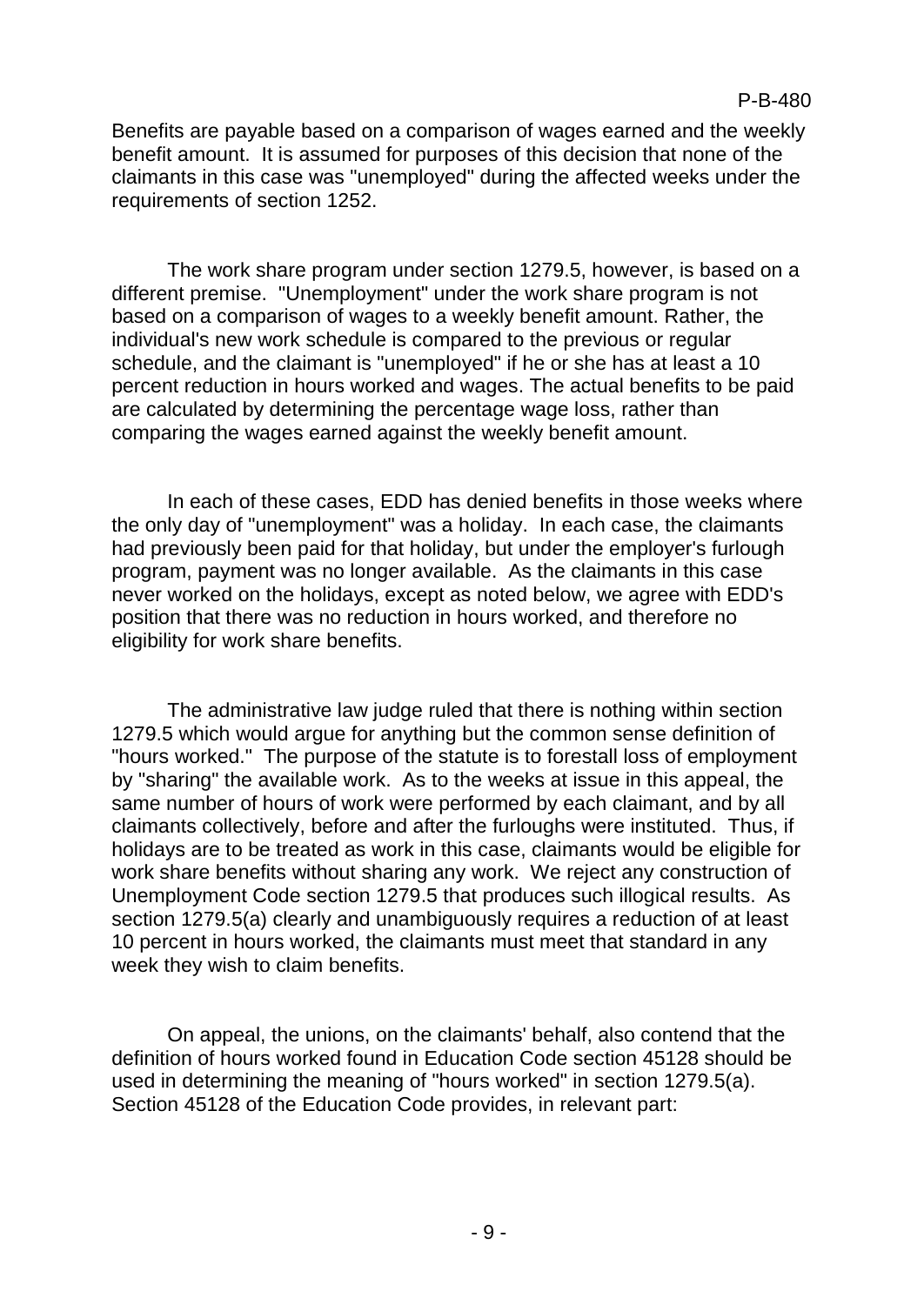Benefits are payable based on a comparison of wages earned and the weekly benefit amount. It is assumed for purposes of this decision that none of the claimants in this case was "unemployed" during the affected weeks under the requirements of section 1252.

The work share program under section 1279.5, however, is based on a different premise. "Unemployment" under the work share program is not based on a comparison of wages to a weekly benefit amount. Rather, the individual's new work schedule is compared to the previous or regular schedule, and the claimant is "unemployed" if he or she has at least a 10 percent reduction in hours worked and wages. The actual benefits to be paid are calculated by determining the percentage wage loss, rather than comparing the wages earned against the weekly benefit amount.

In each of these cases, EDD has denied benefits in those weeks where the only day of "unemployment" was a holiday. In each case, the claimants had previously been paid for that holiday, but under the employer's furlough program, payment was no longer available. As the claimants in this case never worked on the holidays, except as noted below, we agree with EDD's position that there was no reduction in hours worked, and therefore no eligibility for work share benefits.

The administrative law judge ruled that there is nothing within section 1279.5 which would argue for anything but the common sense definition of "hours worked." The purpose of the statute is to forestall loss of employment by "sharing" the available work. As to the weeks at issue in this appeal, the same number of hours of work were performed by each claimant, and by all claimants collectively, before and after the furloughs were instituted. Thus, if holidays are to be treated as work in this case, claimants would be eligible for work share benefits without sharing any work. We reject any construction of Unemployment Code section 1279.5 that produces such illogical results. As section 1279.5(a) clearly and unambiguously requires a reduction of at least 10 percent in hours worked, the claimants must meet that standard in any week they wish to claim benefits.

On appeal, the unions, on the claimants' behalf, also contend that the definition of hours worked found in Education Code section 45128 should be used in determining the meaning of "hours worked" in section 1279.5(a). Section 45128 of the Education Code provides, in relevant part: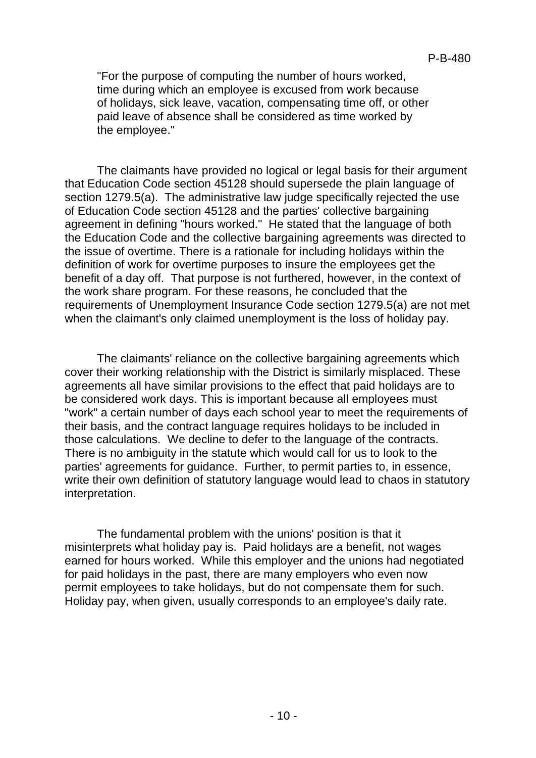> "For the purpose of computing the number of hours worked, time during which an employee is excused from work because of holidays, sick leave, vacation, compensating time off, or other paid leave of absence shall be considered as time worked by the employee."

The claimants have provided no logical or legal basis for their argument that Education Code section 45128 should supersede the plain language of section 1279.5(a). The administrative law judge specifically rejected the use of Education Code section 45128 and the parties' collective bargaining agreement in defining "hours worked." He stated that the language of both the Education Code and the collective bargaining agreements was directed to the issue of overtime. There is a rationale for including holidays within the definition of work for overtime purposes to insure the employees get the benefit of a day off. That purpose is not furthered, however, in the context of the work share program. For these reasons, he concluded that the requirements of Unemployment Insurance Code section 1279.5(a) are not met when the claimant's only claimed unemployment is the loss of holiday pay.

The claimants' reliance on the collective bargaining agreements which cover their working relationship with the District is similarly misplaced. These agreements all have similar provisions to the effect that paid holidays are to be considered work days. This is important because all employees must "work" a certain number of days each school year to meet the requirements of their basis, and the contract language requires holidays to be included in those calculations. We decline to defer to the language of the contracts. There is no ambiguity in the statute which would call for us to look to the parties' agreements for guidance. Further, to permit parties to, in essence, write their own definition of statutory language would lead to chaos in statutory interpretation.

The fundamental problem with the unions' position is that it misinterprets what holiday pay is. Paid holidays are a benefit, not wages earned for hours worked. While this employer and the unions had negotiated for paid holidays in the past, there are many employers who even now permit employees to take holidays, but do not compensate them for such. Holiday pay, when given, usually corresponds to an employee's daily rate.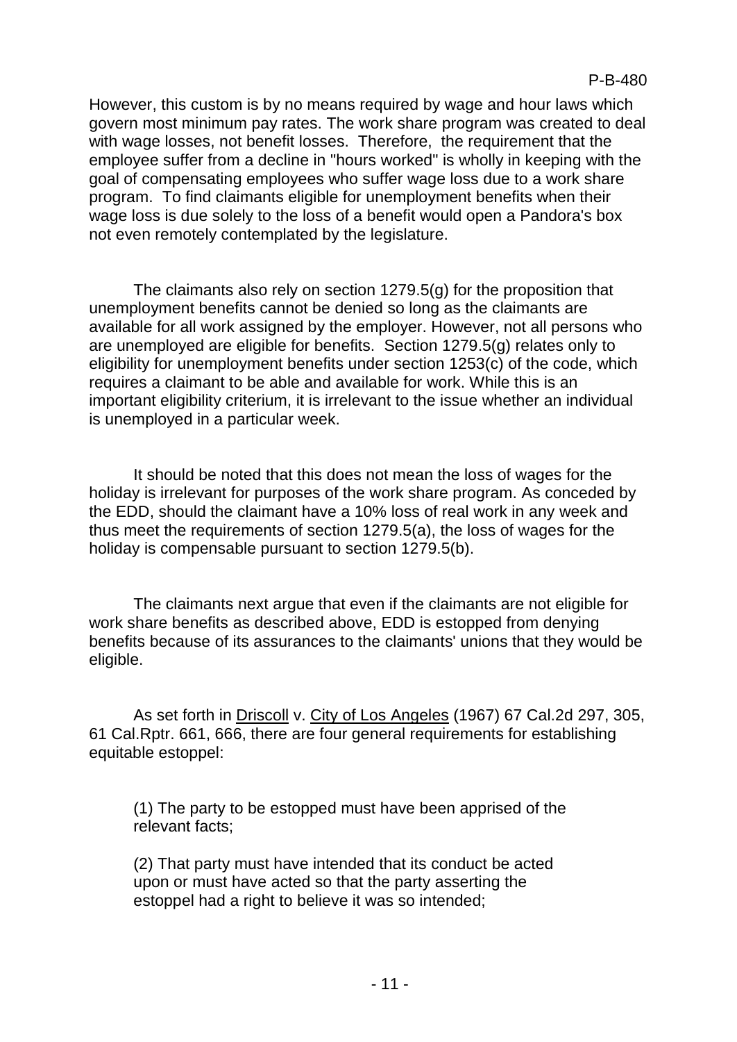However, this custom is by no means required by wage and hour laws which govern most minimum pay rates. The work share program was created to deal with wage losses, not benefit losses. Therefore, the requirement that the employee suffer from a decline in "hours worked" is wholly in keeping with the goal of compensating employees who suffer wage loss due to a work share program. To find claimants eligible for unemployment benefits when their wage loss is due solely to the loss of a benefit would open a Pandora's box not even remotely contemplated by the legislature.

The claimants also rely on section 1279.5(g) for the proposition that unemployment benefits cannot be denied so long as the claimants are available for all work assigned by the employer. However, not all persons who are unemployed are eligible for benefits. Section 1279.5(g) relates only to eligibility for unemployment benefits under section 1253(c) of the code, which requires a claimant to be able and available for work. While this is an important eligibility criterium, it is irrelevant to the issue whether an individual is unemployed in a particular week.

It should be noted that this does not mean the loss of wages for the holiday is irrelevant for purposes of the work share program. As conceded by the EDD, should the claimant have a 10% loss of real work in any week and thus meet the requirements of section 1279.5(a), the loss of wages for the holiday is compensable pursuant to section 1279.5(b).

The claimants next argue that even if the claimants are not eligible for work share benefits as described above, EDD is estopped from denying benefits because of its assurances to the claimants' unions that they would be eligible.

As set forth in Driscoll v. City of Los Angeles (1967) 67 Cal.2d 297, 305, 61 Cal.Rptr. 661, 666, there are four general requirements for establishing equitable estoppel:

> (1) The party to be estopped must have been apprised of the relevant facts;
>
> (2) That party must have intended that its conduct be acted upon or must have acted so that the party asserting the estoppel had a right to believe it was so intended;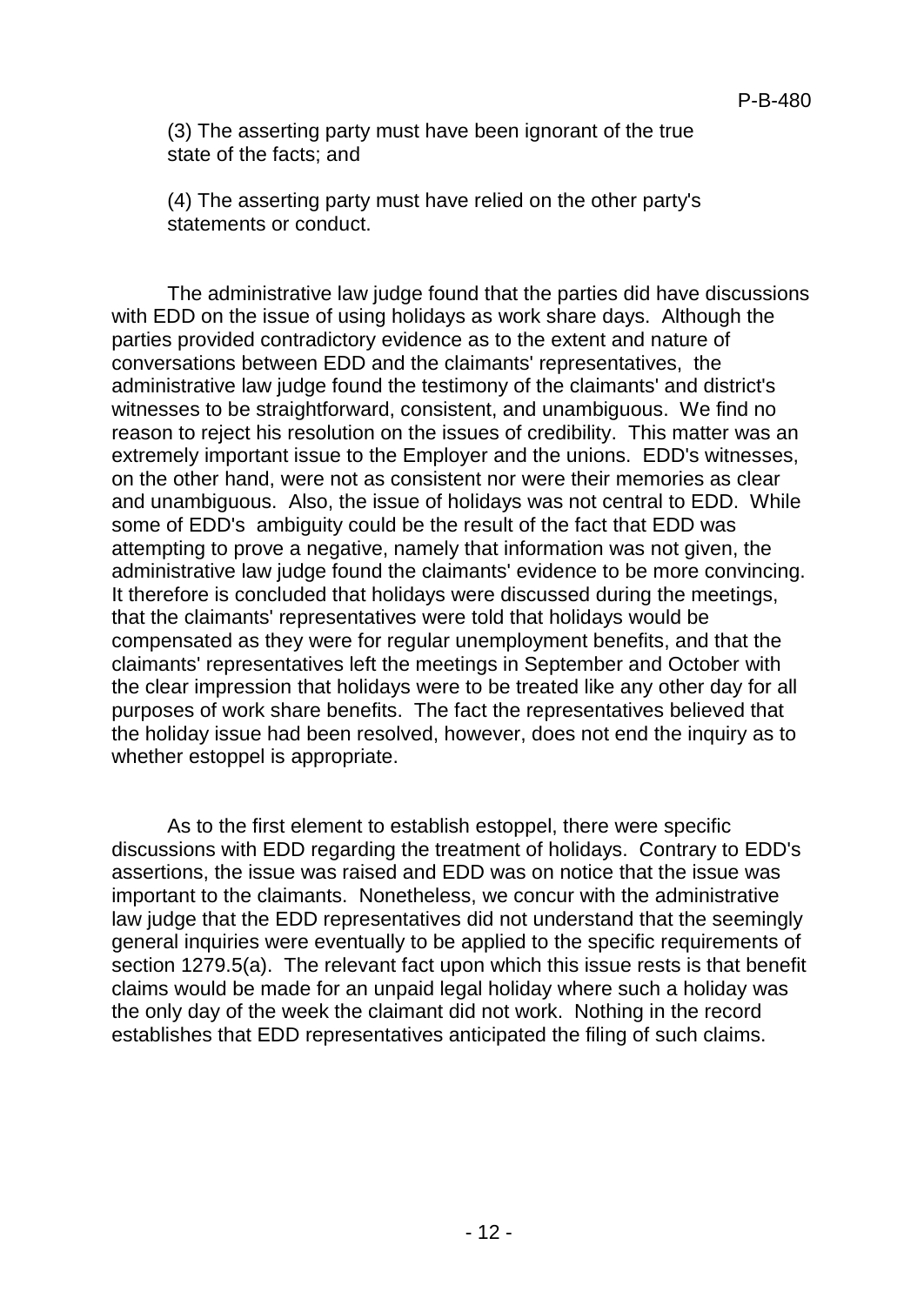(3) The asserting party must have been ignorant of the true state of the facts; and

(4) The asserting party must have relied on the other party's statements or conduct.

The administrative law judge found that the parties did have discussions with EDD on the issue of using holidays as work share days. Although the parties provided contradictory evidence as to the extent and nature of conversations between EDD and the claimants' representatives, the administrative law judge found the testimony of the claimants' and district's witnesses to be straightforward, consistent, and unambiguous. We find no reason to reject his resolution on the issues of credibility. This matter was an extremely important issue to the Employer and the unions. EDD's witnesses, on the other hand, were not as consistent nor were their memories as clear and unambiguous. Also, the issue of holidays was not central to EDD. While some of EDD's ambiguity could be the result of the fact that EDD was attempting to prove a negative, namely that information was not given, the administrative law judge found the claimants' evidence to be more convincing. It therefore is concluded that holidays were discussed during the meetings, that the claimants' representatives were told that holidays would be compensated as they were for regular unemployment benefits, and that the claimants' representatives left the meetings in September and October with the clear impression that holidays were to be treated like any other day for all purposes of work share benefits. The fact the representatives believed that the holiday issue had been resolved, however, does not end the inquiry as to whether estoppel is appropriate.

As to the first element to establish estoppel, there were specific discussions with EDD regarding the treatment of holidays. Contrary to EDD's assertions, the issue was raised and EDD was on notice that the issue was important to the claimants. Nonetheless, we concur with the administrative law judge that the EDD representatives did not understand that the seemingly general inquiries were eventually to be applied to the specific requirements of section 1279.5(a). The relevant fact upon which this issue rests is that benefit claims would be made for an unpaid legal holiday where such a holiday was the only day of the week the claimant did not work. Nothing in the record establishes that EDD representatives anticipated the filing of such claims.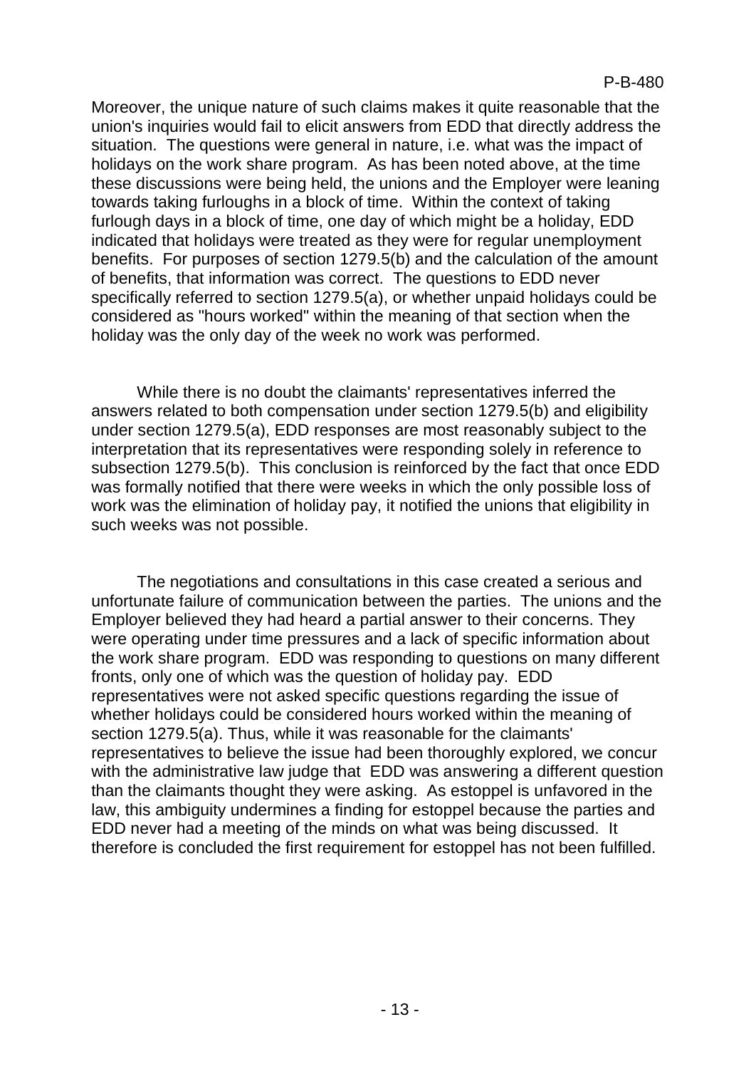Moreover, the unique nature of such claims makes it quite reasonable that the union's inquiries would fail to elicit answers from EDD that directly address the situation. The questions were general in nature, i.e. what was the impact of holidays on the work share program. As has been noted above, at the time these discussions were being held, the unions and the Employer were leaning towards taking furloughs in a block of time. Within the context of taking furlough days in a block of time, one day of which might be a holiday, EDD indicated that holidays were treated as they were for regular unemployment benefits. For purposes of section 1279.5(b) and the calculation of the amount of benefits, that information was correct. The questions to EDD never specifically referred to section 1279.5(a), or whether unpaid holidays could be considered as "hours worked" within the meaning of that section when the holiday was the only day of the week no work was performed.

While there is no doubt the claimants' representatives inferred the answers related to both compensation under section 1279.5(b) and eligibility under section 1279.5(a), EDD responses are most reasonably subject to the interpretation that its representatives were responding solely in reference to subsection 1279.5(b). This conclusion is reinforced by the fact that once EDD was formally notified that there were weeks in which the only possible loss of work was the elimination of holiday pay, it notified the unions that eligibility in such weeks was not possible.

The negotiations and consultations in this case created a serious and unfortunate failure of communication between the parties. The unions and the Employer believed they had heard a partial answer to their concerns. They were operating under time pressures and a lack of specific information about the work share program. EDD was responding to questions on many different fronts, only one of which was the question of holiday pay. EDD representatives were not asked specific questions regarding the issue of whether holidays could be considered hours worked within the meaning of section 1279.5(a). Thus, while it was reasonable for the claimants' representatives to believe the issue had been thoroughly explored, we concur with the administrative law judge that EDD was answering a different question than the claimants thought they were asking. As estoppel is unfavored in the law, this ambiguity undermines a finding for estoppel because the parties and EDD never had a meeting of the minds on what was being discussed. It therefore is concluded the first requirement for estoppel has not been fulfilled.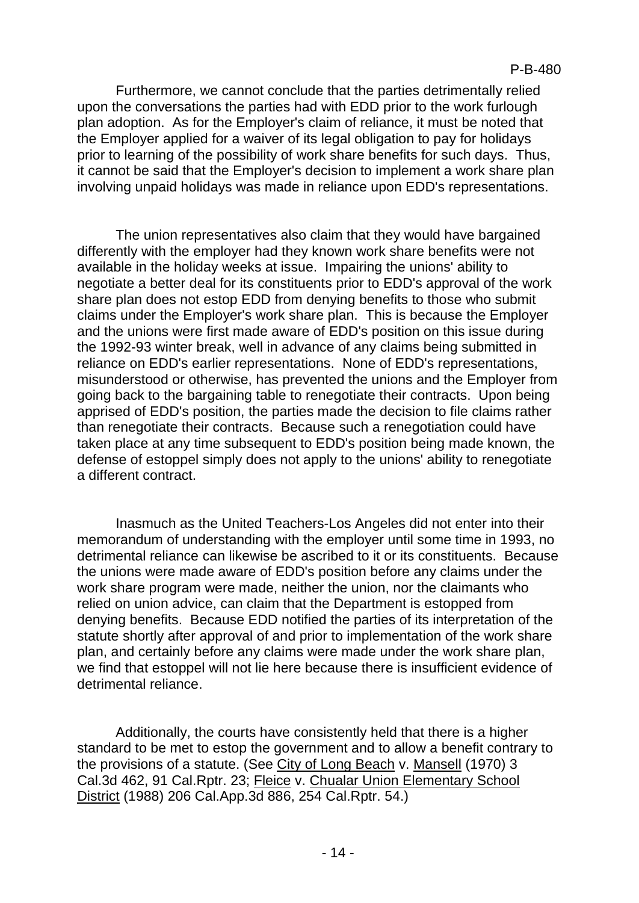Furthermore, we cannot conclude that the parties detrimentally relied upon the conversations the parties had with EDD prior to the work furlough plan adoption. As for the Employer's claim of reliance, it must be noted that the Employer applied for a waiver of its legal obligation to pay for holidays prior to learning of the possibility of work share benefits for such days. Thus, it cannot be said that the Employer's decision to implement a work share plan involving unpaid holidays was made in reliance upon EDD's representations.

The union representatives also claim that they would have bargained differently with the employer had they known work share benefits were not available in the holiday weeks at issue. Impairing the unions' ability to negotiate a better deal for its constituents prior to EDD's approval of the work share plan does not estop EDD from denying benefits to those who submit claims under the Employer's work share plan. This is because the Employer and the unions were first made aware of EDD's position on this issue during the 1992-93 winter break, well in advance of any claims being submitted in reliance on EDD's earlier representations. None of EDD's representations, misunderstood or otherwise, has prevented the unions and the Employer from going back to the bargaining table to renegotiate their contracts. Upon being apprised of EDD's position, the parties made the decision to file claims rather than renegotiate their contracts. Because such a renegotiation could have taken place at any time subsequent to EDD's position being made known, the defense of estoppel simply does not apply to the unions' ability to renegotiate a different contract.

Inasmuch as the United Teachers-Los Angeles did not enter into their memorandum of understanding with the employer until some time in 1993, no detrimental reliance can likewise be ascribed to it or its constituents. Because the unions were made aware of EDD's position before any claims under the work share program were made, neither the union, nor the claimants who relied on union advice, can claim that the Department is estopped from denying benefits. Because EDD notified the parties of its interpretation of the statute shortly after approval of and prior to implementation of the work share plan, and certainly before any claims were made under the work share plan, we find that estoppel will not lie here because there is insufficient evidence of detrimental reliance.

Additionally, the courts have consistently held that there is a higher standard to be met to estop the government and to allow a benefit contrary to the provisions of a statute. (See City of Long Beach v. Mansell (1970) 3 Cal.3d 462, 91 Cal.Rptr. 23; Fleice v. Chualar Union Elementary School District (1988) 206 Cal.App.3d 886, 254 Cal.Rptr. 54.)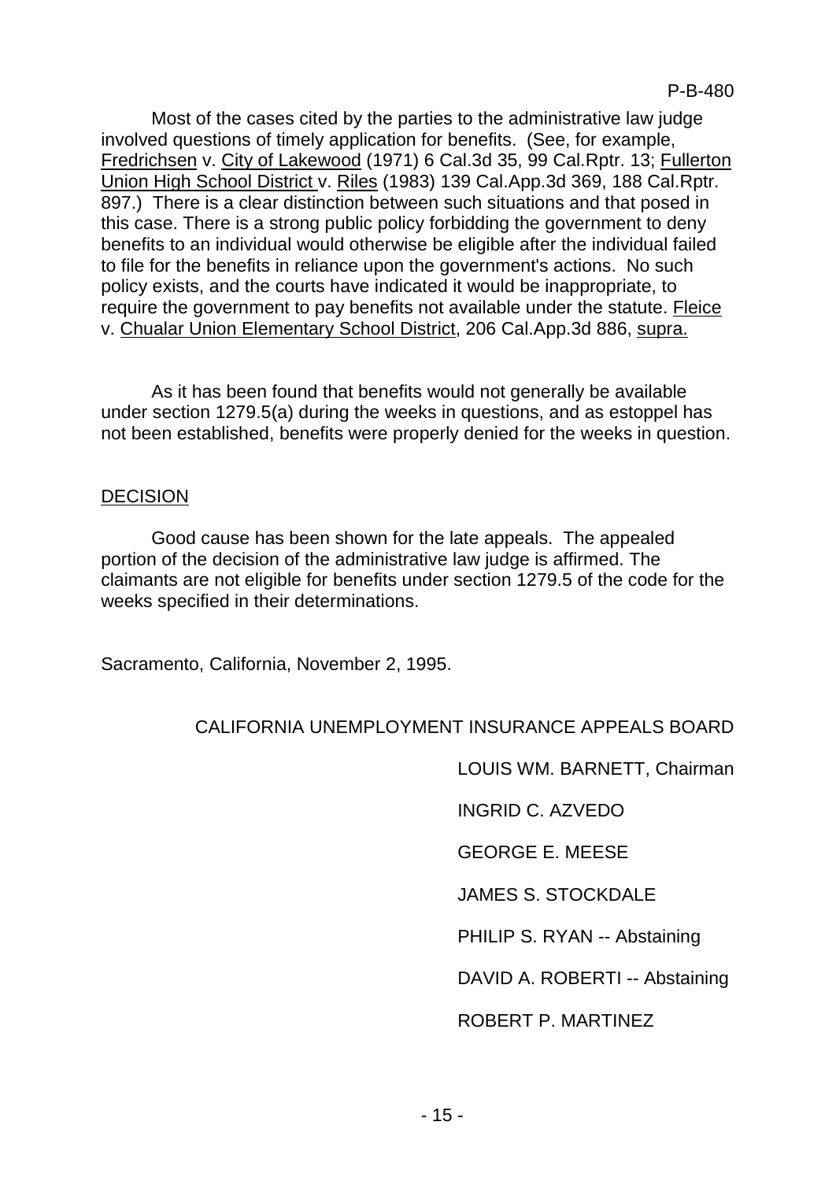Most of the cases cited by the parties to the administrative law judge involved questions of timely application for benefits. (See, for example, Fredrichsen v. City of Lakewood (1971) 6 Cal.3d 35, 99 Cal.Rptr. 13; Fullerton Union High School District v. Riles (1983) 139 Cal.App.3d 369, 188 Cal.Rptr. 897.) There is a clear distinction between such situations and that posed in this case. There is a strong public policy forbidding the government to deny benefits to an individual would otherwise be eligible after the individual failed to file for the benefits in reliance upon the government's actions. No such policy exists, and the courts have indicated it would be inappropriate, to require the government to pay benefits not available under the statute. Fleice v. Chualar Union Elementary School District, 206 Cal.App.3d 886, supra.

As it has been found that benefits would not generally be available under section 1279.5(a) during the weeks in questions, and as estoppel has not been established, benefits were properly denied for the weeks in question.

## DECISION

Good cause has been shown for the late appeals. The appealed portion of the decision of the administrative law judge is affirmed. The claimants are not eligible for benefits under section 1279.5 of the code for the weeks specified in their determinations.

Sacramento, California, November 2, 1995.

CALIFORNIA UNEMPLOYMENT INSURANCE APPEALS BOARD

LOUIS WM. BARNETT, Chairman

INGRID C. AZVEDO

GEORGE E. MEESE

JAMES S. STOCKDALE

PHILIP S. RYAN -- Abstaining

DAVID A. ROBERTI -- Abstaining

ROBERT P. MARTINEZ